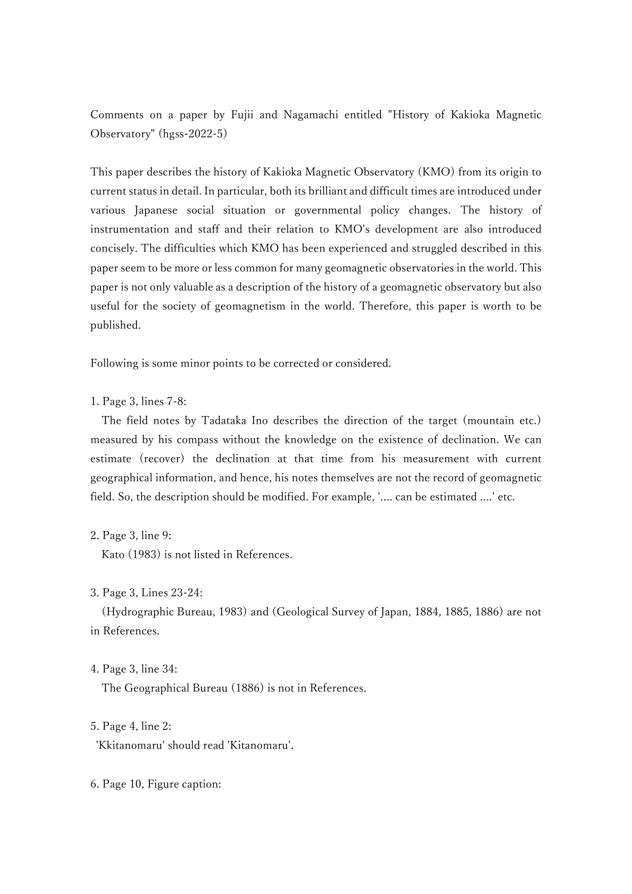Comments on a paper by Fujii and Nagamachi entitled "History of Kakioka Magnetic Observatory" (hgss-2022-5)

This paper describes the history of Kakioka Magnetic Observatory (KMO) from its origin to current status in detail. In particular, both its brilliant and difficult times are introduced under various Japanese social situation or governmental policy changes. The history of instrumentation and staff and their relation to KMO's development are also introduced concisely. The difficulties which KMO has been experienced and struggled described in this paper seem to be more or less common for many geomagnetic observatories in the world. This paper is not only valuable as a description of the history of a geomagnetic observatory but also useful for the society of geomagnetism in the world. Therefore, this paper is worth to be published.

Following is some minor points to be corrected or considered.

1. Page 3, lines 7-8:
   The field notes by Tadataka Ino describes the direction of the target (mountain etc.) measured by his compass without the knowledge on the existence of declination. We can estimate (recover) the declination at that time from his measurement with current geographical information, and hence, his notes themselves are not the record of geomagnetic field. So, the description should be modified. For example, '.... can be estimated ....' etc.

2. Page 3, line 9:
   Kato (1983) is not listed in References.

3. Page 3, Lines 23-24:
   (Hydrographic Bureau, 1983) and (Geological Survey of Japan, 1884, 1885, 1886) are not in References.

4. Page 3, line 34:
   The Geographical Bureau (1886) is not in References.

5. Page 4, line 2:
   'Kkitanomaru' should read 'Kitanomaru'.

6. Page 10, Figure caption: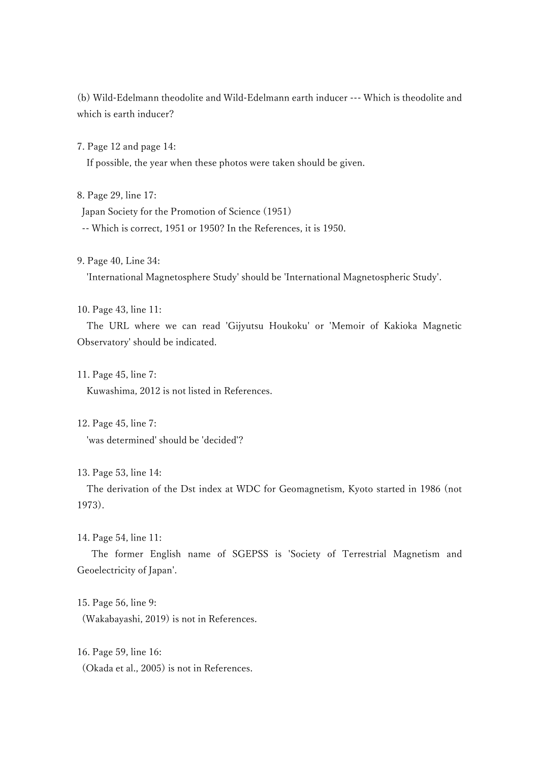(b) Wild-Edelmann theodolite and Wild-Edelmann earth inducer --- Which is theodolite and which is earth inducer?

7. Page 12 and page 14:
   If possible, the year when these photos were taken should be given.

8. Page 29, line 17:
   Japan Society for the Promotion of Science (1951)
   -- Which is correct, 1951 or 1950? In the References, it is 1950.

9. Page 40, Line 34:
   'International Magnetosphere Study' should be 'International Magnetospheric Study'.

10. Page 43, line 11:
    The URL where we can read 'Gijyutsu Houkoku' or 'Memoir of Kakioka Magnetic Observatory' should be indicated.

11. Page 45, line 7:
    Kuwashima, 2012 is not listed in References.

12. Page 45, line 7:
    'was determined' should be 'decided'?

13. Page 53, line 14:
    The derivation of the Dst index at WDC for Geomagnetism, Kyoto started in 1986 (not 1973).

14. Page 54, line 11:
    The former English name of SGEPSS is 'Society of Terrestrial Magnetism and Geoelectricity of Japan'.

15. Page 56, line 9:
    (Wakabayashi, 2019) is not in References.

16. Page 59, line 16:
    (Okada et al., 2005) is not in References.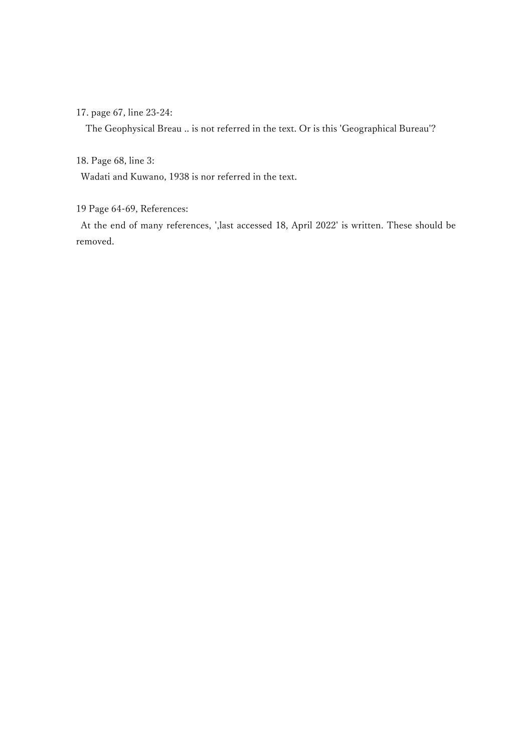17. page 67, line 23-24:

The Geophysical Breau .. is not referred in the text. Or is this 'Geographical Bureau'?

18. Page 68, line 3:

Wadati and Kuwano, 1938 is nor referred in the text.

19 Page 64-69, References:

At the end of many references, ',last accessed 18, April 2022' is written. These should be removed.